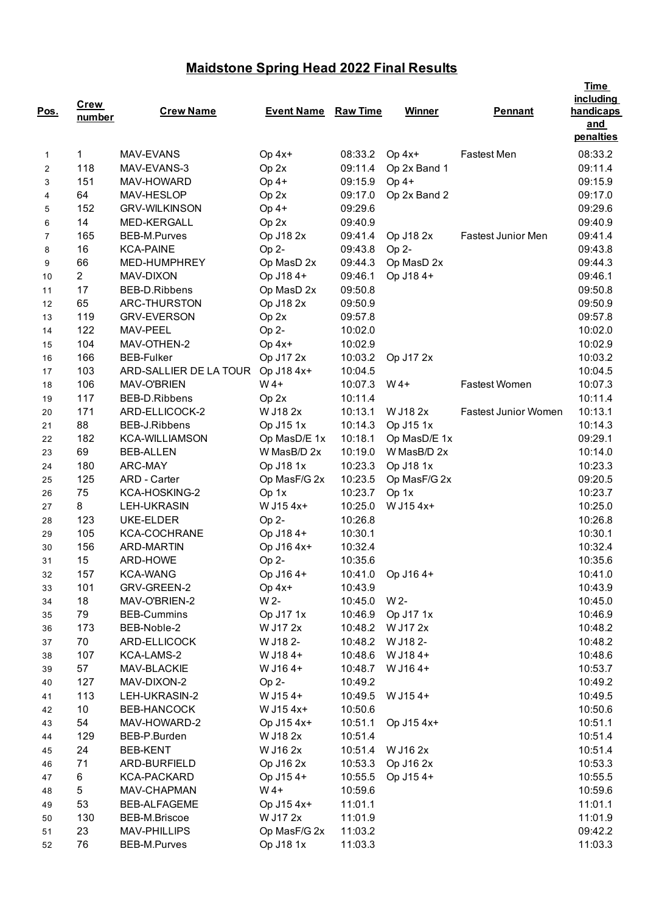# Maidstone Spring Head 2022 Final Results

| Pos. | Crew number | Crew Name | Event Name | Raw Time | Winner | Pennant | Time including handicaps and penalties |
|---|---|---|---|---|---|---|---|
| 1 | 1 | MAV-EVANS | Op 4x+ | 08:33.2 | Op 4x+ | Fastest Men | 08:33.2 |
| 2 | 118 | MAV-EVANS-3 | Op 2x | 09:11.4 | Op 2x Band 1 | | 09:11.4 |
| 3 | 151 | MAV-HOWARD | Op 4+ | 09:15.9 | Op 4+ | | 09:15.9 |
| 4 | 64 | MAV-HESLOP | Op 2x | 09:17.0 | Op 2x Band 2 | | 09:17.0 |
| 5 | 152 | GRV-WILKINSON | Op 4+ | 09:29.6 | | | 09:29.6 |
| 6 | 14 | MED-KERGALL | Op 2x | 09:40.9 | | | 09:40.9 |
| 7 | 165 | BEB-M.Purves | Op J18 2x | 09:41.4 | Op J18 2x | Fastest Junior Men | 09:41.4 |
| 8 | 16 | KCA-PAINE | Op 2- | 09:43.8 | Op 2- | | 09:43.8 |
| 9 | 66 | MED-HUMPHREY | Op MasD 2x | 09:44.3 | Op MasD 2x | | 09:44.3 |
| 10 | 2 | MAV-DIXON | Op J18 4+ | 09:46.1 | Op J18 4+ | | 09:46.1 |
| 11 | 17 | BEB-D.Ribbens | Op MasD 2x | 09:50.8 | | | 09:50.8 |
| 12 | 65 | ARC-THURSTON | Op J18 2x | 09:50.9 | | | 09:50.9 |
| 13 | 119 | GRV-EVERSON | Op 2x | 09:57.8 | | | 09:57.8 |
| 14 | 122 | MAV-PEEL | Op 2- | 10:02.0 | | | 10:02.0 |
| 15 | 104 | MAV-OTHEN-2 | Op 4x+ | 10:02.9 | | | 10:02.9 |
| 16 | 166 | BEB-Fulker | Op J17 2x | 10:03.2 | Op J17 2x | | 10:03.2 |
| 17 | 103 | ARD-SALLIER DE LA TOUR | Op J18 4x+ | 10:04.5 | | | 10:04.5 |
| 18 | 106 | MAV-O'BRIEN | W 4+ | 10:07.3 | W 4+ | Fastest Women | 10:07.3 |
| 19 | 117 | BEB-D.Ribbens | Op 2x | 10:11.4 | | | 10:11.4 |
| 20 | 171 | ARD-ELLICOCK-2 | W J18 2x | 10:13.1 | W J18 2x | Fastest Junior Women | 10:13.1 |
| 21 | 88 | BEB-J.Ribbens | Op J15 1x | 10:14.3 | Op J15 1x | | 10:14.3 |
| 22 | 182 | KCA-WILLIAMSON | Op MasD/E 1x | 10:18.1 | Op MasD/E 1x | | 09:29.1 |
| 23 | 69 | BEB-ALLEN | W MasB/D 2x | 10:19.0 | W MasB/D 2x | | 10:14.0 |
| 24 | 180 | ARC-MAY | Op J18 1x | 10:23.3 | Op J18 1x | | 10:23.3 |
| 25 | 125 | ARD - Carter | Op MasF/G 2x | 10:23.5 | Op MasF/G 2x | | 09:20.5 |
| 26 | 75 | KCA-HOSKING-2 | Op 1x | 10:23.7 | Op 1x | | 10:23.7 |
| 27 | 8 | LEH-UKRASIN | W J15 4x+ | 10:25.0 | W J15 4x+ | | 10:25.0 |
| 28 | 123 | UKE-ELDER | Op 2- | 10:26.8 | | | 10:26.8 |
| 29 | 105 | KCA-COCHRANE | Op J18 4+ | 10:30.1 | | | 10:30.1 |
| 30 | 156 | ARD-MARTIN | Op J16 4x+ | 10:32.4 | | | 10:32.4 |
| 31 | 15 | ARD-HOWE | Op 2- | 10:35.6 | | | 10:35.6 |
| 32 | 157 | KCA-WANG | Op J16 4+ | 10:41.0 | Op J16 4+ | | 10:41.0 |
| 33 | 101 | GRV-GREEN-2 | Op 4x+ | 10:43.9 | | | 10:43.9 |
| 34 | 18 | MAV-O'BRIEN-2 | W 2- | 10:45.0 | W 2- | | 10:45.0 |
| 35 | 79 | BEB-Cummins | Op J17 1x | 10:46.9 | Op J17 1x | | 10:46.9 |
| 36 | 173 | BEB-Noble-2 | W J17 2x | 10:48.2 | W J17 2x | | 10:48.2 |
| 37 | 70 | ARD-ELLICOCK | W J18 2- | 10:48.2 | W J18 2- | | 10:48.2 |
| 38 | 107 | KCA-LAMS-2 | W J18 4+ | 10:48.6 | W J18 4+ | | 10:48.6 |
| 39 | 57 | MAV-BLACKIE | W J16 4+ | 10:48.7 | W J16 4+ | | 10:53.7 |
| 40 | 127 | MAV-DIXON-2 | Op 2- | 10:49.2 | | | 10:49.2 |
| 41 | 113 | LEH-UKRASIN-2 | W J15 4+ | 10:49.5 | W J15 4+ | | 10:49.5 |
| 42 | 10 | BEB-HANCOCK | W J15 4x+ | 10:50.6 | | | 10:50.6 |
| 43 | 54 | MAV-HOWARD-2 | Op J15 4x+ | 10:51.1 | Op J15 4x+ | | 10:51.1 |
| 44 | 129 | BEB-P.Burden | W J18 2x | 10:51.4 | | | 10:51.4 |
| 45 | 24 | BEB-KENT | W J16 2x | 10:51.4 | W J16 2x | | 10:51.4 |
| 46 | 71 | ARD-BURFIELD | Op J16 2x | 10:53.3 | Op J16 2x | | 10:53.3 |
| 47 | 6 | KCA-PACKARD | Op J15 4+ | 10:55.5 | Op J15 4+ | | 10:55.5 |
| 48 | 5 | MAV-CHAPMAN | W 4+ | 10:59.6 | | | 10:59.6 |
| 49 | 53 | BEB-ALFAGEME | Op J15 4x+ | 11:01.1 | | | 11:01.1 |
| 50 | 130 | BEB-M.Briscoe | W J17 2x | 11:01.9 | | | 11:01.9 |
| 51 | 23 | MAV-PHILLIPS | Op MasF/G 2x | 11:03.2 | | | 09:42.2 |
| 52 | 76 | BEB-M.Purves | Op J18 1x | 11:03.3 | | | 11:03.3 |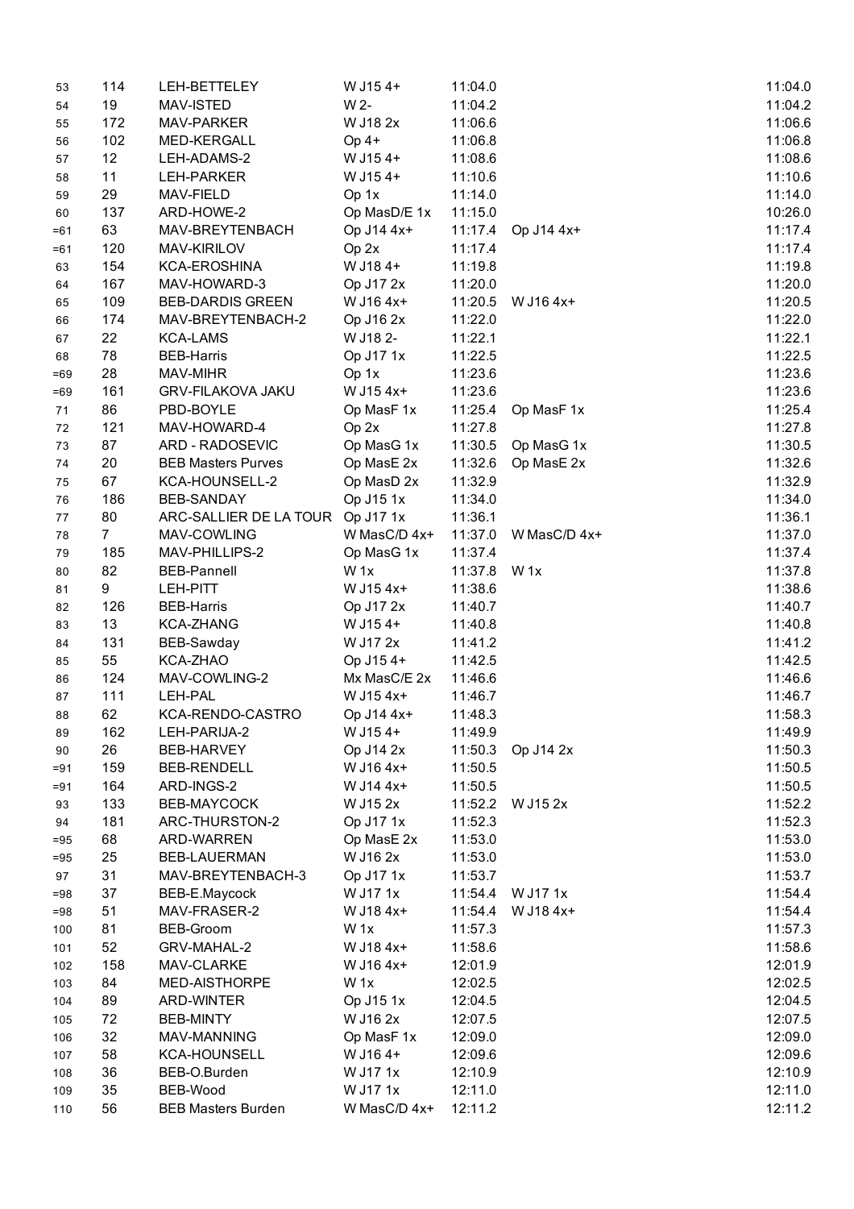| | | | | | | |
|---|---|---|---|---|---|---|
| 53 | 114 | LEH-BETTELEY | W J15 4+ | 11:04.0 | | 11:04.0 |
| 54 | 19 | MAV-ISTED | W 2- | 11:04.2 | | 11:04.2 |
| 55 | 172 | MAV-PARKER | W J18 2x | 11:06.6 | | 11:06.6 |
| 56 | 102 | MED-KERGALL | Op 4+ | 11:06.8 | | 11:06.8 |
| 57 | 12 | LEH-ADAMS-2 | W J15 4+ | 11:08.6 | | 11:08.6 |
| 58 | 11 | LEH-PARKER | W J15 4+ | 11:10.6 | | 11:10.6 |
| 59 | 29 | MAV-FIELD | Op 1x | 11:14.0 | | 11:14.0 |
| 60 | 137 | ARD-HOWE-2 | Op MasD/E 1x | 11:15.0 | | 10:26.0 |
| =61 | 63 | MAV-BREYTENBACH | Op J14 4x+ | 11:17.4 | Op J14 4x+ | 11:17.4 |
| =61 | 120 | MAV-KIRILOV | Op 2x | 11:17.4 | | 11:17.4 |
| 63 | 154 | KCA-EROSHINA | W J18 4+ | 11:19.8 | | 11:19.8 |
| 64 | 167 | MAV-HOWARD-3 | Op J17 2x | 11:20.0 | | 11:20.0 |
| 65 | 109 | BEB-DARDIS GREEN | W J16 4x+ | 11:20.5 | W J16 4x+ | 11:20.5 |
| 66 | 174 | MAV-BREYTENBACH-2 | Op J16 2x | 11:22.0 | | 11:22.0 |
| 67 | 22 | KCA-LAMS | W J18 2- | 11:22.1 | | 11:22.1 |
| 68 | 78 | BEB-Harris | Op J17 1x | 11:22.5 | | 11:22.5 |
| =69 | 28 | MAV-MIHR | Op 1x | 11:23.6 | | 11:23.6 |
| =69 | 161 | GRV-FILAKOVA JAKU | W J15 4x+ | 11:23.6 | | 11:23.6 |
| 71 | 86 | PBD-BOYLE | Op MasF 1x | 11:25.4 | Op MasF 1x | 11:25.4 |
| 72 | 121 | MAV-HOWARD-4 | Op 2x | 11:27.8 | | 11:27.8 |
| 73 | 87 | ARD - RADOSEVIC | Op MasG 1x | 11:30.5 | Op MasG 1x | 11:30.5 |
| 74 | 20 | BEB Masters Purves | Op MasE 2x | 11:32.6 | Op MasE 2x | 11:32.6 |
| 75 | 67 | KCA-HOUNSELL-2 | Op MasD 2x | 11:32.9 | | 11:32.9 |
| 76 | 186 | BEB-SANDAY | Op J15 1x | 11:34.0 | | 11:34.0 |
| 77 | 80 | ARC-SALLIER DE LA TOUR | Op J17 1x | 11:36.1 | | 11:36.1 |
| 78 | 7 | MAV-COWLING | W MasC/D 4x+ | 11:37.0 | W MasC/D 4x+ | 11:37.0 |
| 79 | 185 | MAV-PHILLIPS-2 | Op MasG 1x | 11:37.4 | | 11:37.4 |
| 80 | 82 | BEB-Pannell | W 1x | 11:37.8 | W 1x | 11:37.8 |
| 81 | 9 | LEH-PITT | W J15 4x+ | 11:38.6 | | 11:38.6 |
| 82 | 126 | BEB-Harris | Op J17 2x | 11:40.7 | | 11:40.7 |
| 83 | 13 | KCA-ZHANG | W J15 4+ | 11:40.8 | | 11:40.8 |
| 84 | 131 | BEB-Sawday | W J17 2x | 11:41.2 | | 11:41.2 |
| 85 | 55 | KCA-ZHAO | Op J15 4+ | 11:42.5 | | 11:42.5 |
| 86 | 124 | MAV-COWLING-2 | Mx MasC/E 2x | 11:46.6 | | 11:46.6 |
| 87 | 111 | LEH-PAL | W J15 4x+ | 11:46.7 | | 11:46.7 |
| 88 | 62 | KCA-RENDO-CASTRO | Op J14 4x+ | 11:48.3 | | 11:58.3 |
| 89 | 162 | LEH-PARIJA-2 | W J15 4+ | 11:49.9 | | 11:49.9 |
| 90 | 26 | BEB-HARVEY | Op J14 2x | 11:50.3 | Op J14 2x | 11:50.3 |
| =91 | 159 | BEB-RENDELL | W J16 4x+ | 11:50.5 | | 11:50.5 |
| =91 | 164 | ARD-INGS-2 | W J14 4x+ | 11:50.5 | | 11:50.5 |
| 93 | 133 | BEB-MAYCOCK | W J15 2x | 11:52.2 | W J15 2x | 11:52.2 |
| 94 | 181 | ARC-THURSTON-2 | Op J17 1x | 11:52.3 | | 11:52.3 |
| =95 | 68 | ARD-WARREN | Op MasE 2x | 11:53.0 | | 11:53.0 |
| =95 | 25 | BEB-LAUERMAN | W J16 2x | 11:53.0 | | 11:53.0 |
| 97 | 31 | MAV-BREYTENBACH-3 | Op J17 1x | 11:53.7 | | 11:53.7 |
| =98 | 37 | BEB-E.Maycock | W J17 1x | 11:54.4 | W J17 1x | 11:54.4 |
| =98 | 51 | MAV-FRASER-2 | W J18 4x+ | 11:54.4 | W J18 4x+ | 11:54.4 |
| 100 | 81 | BEB-Groom | W 1x | 11:57.3 | | 11:57.3 |
| 101 | 52 | GRV-MAHAL-2 | W J18 4x+ | 11:58.6 | | 11:58.6 |
| 102 | 158 | MAV-CLARKE | W J16 4x+ | 12:01.9 | | 12:01.9 |
| 103 | 84 | MED-AISTHORPE | W 1x | 12:02.5 | | 12:02.5 |
| 104 | 89 | ARD-WINTER | Op J15 1x | 12:04.5 | | 12:04.5 |
| 105 | 72 | BEB-MINTY | W J16 2x | 12:07.5 | | 12:07.5 |
| 106 | 32 | MAV-MANNING | Op MasF 1x | 12:09.0 | | 12:09.0 |
| 107 | 58 | KCA-HOUNSELL | W J16 4+ | 12:09.6 | | 12:09.6 |
| 108 | 36 | BEB-O.Burden | W J17 1x | 12:10.9 | | 12:10.9 |
| 109 | 35 | BEB-Wood | W J17 1x | 12:11.0 | | 12:11.0 |
| 110 | 56 | BEB Masters Burden | W MasC/D 4x+ | 12:11.2 | | 12:11.2 |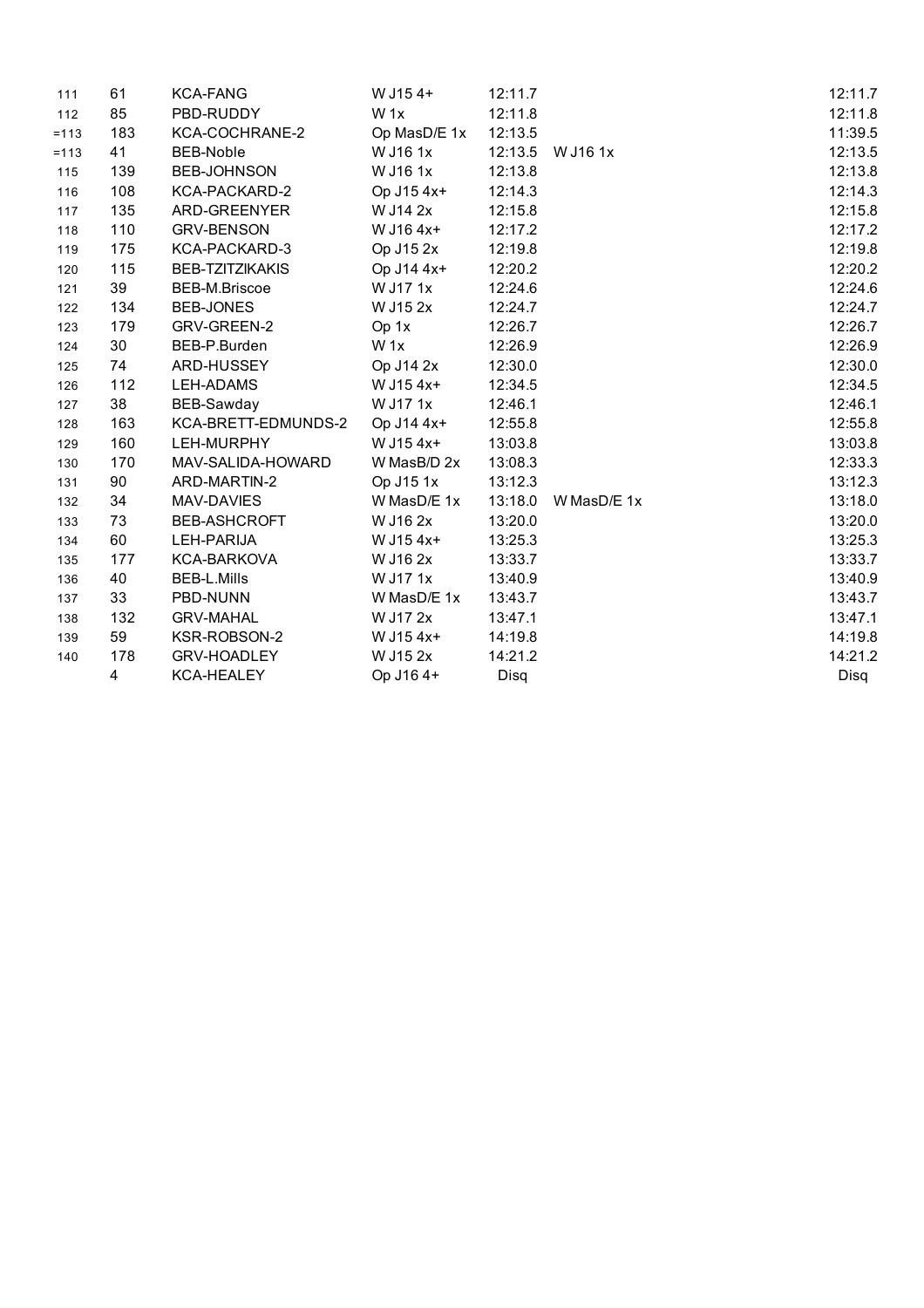| | | | | | | |
|---|---|---|---|---|---|---|
| 111 | 61 | KCA-FANG | W J15 4+ | 12:11.7 | | 12:11.7 |
| 112 | 85 | PBD-RUDDY | W 1x | 12:11.8 | | 12:11.8 |
| =113 | 183 | KCA-COCHRANE-2 | Op MasD/E 1x | 12:13.5 | | 11:39.5 |
| =113 | 41 | BEB-Noble | W J16 1x | 12:13.5 | W J16 1x | 12:13.5 |
| 115 | 139 | BEB-JOHNSON | W J16 1x | 12:13.8 | | 12:13.8 |
| 116 | 108 | KCA-PACKARD-2 | Op J15 4x+ | 12:14.3 | | 12:14.3 |
| 117 | 135 | ARD-GREENYER | W J14 2x | 12:15.8 | | 12:15.8 |
| 118 | 110 | GRV-BENSON | W J16 4x+ | 12:17.2 | | 12:17.2 |
| 119 | 175 | KCA-PACKARD-3 | Op J15 2x | 12:19.8 | | 12:19.8 |
| 120 | 115 | BEB-TZITZIKAKIS | Op J14 4x+ | 12:20.2 | | 12:20.2 |
| 121 | 39 | BEB-M.Briscoe | W J17 1x | 12:24.6 | | 12:24.6 |
| 122 | 134 | BEB-JONES | W J15 2x | 12:24.7 | | 12:24.7 |
| 123 | 179 | GRV-GREEN-2 | Op 1x | 12:26.7 | | 12:26.7 |
| 124 | 30 | BEB-P.Burden | W 1x | 12:26.9 | | 12:26.9 |
| 125 | 74 | ARD-HUSSEY | Op J14 2x | 12:30.0 | | 12:30.0 |
| 126 | 112 | LEH-ADAMS | W J15 4x+ | 12:34.5 | | 12:34.5 |
| 127 | 38 | BEB-Sawday | W J17 1x | 12:46.1 | | 12:46.1 |
| 128 | 163 | KCA-BRETT-EDMUNDS-2 | Op J14 4x+ | 12:55.8 | | 12:55.8 |
| 129 | 160 | LEH-MURPHY | W J15 4x+ | 13:03.8 | | 13:03.8 |
| 130 | 170 | MAV-SALIDA-HOWARD | W MasB/D 2x | 13:08.3 | | 12:33.3 |
| 131 | 90 | ARD-MARTIN-2 | Op J15 1x | 13:12.3 | | 13:12.3 |
| 132 | 34 | MAV-DAVIES | W MasD/E 1x | 13:18.0 | W MasD/E 1x | 13:18.0 |
| 133 | 73 | BEB-ASHCROFT | W J16 2x | 13:20.0 | | 13:20.0 |
| 134 | 60 | LEH-PARIJA | W J15 4x+ | 13:25.3 | | 13:25.3 |
| 135 | 177 | KCA-BARKOVA | W J16 2x | 13:33.7 | | 13:33.7 |
| 136 | 40 | BEB-L.Mills | W J17 1x | 13:40.9 | | 13:40.9 |
| 137 | 33 | PBD-NUNN | W MasD/E 1x | 13:43.7 | | 13:43.7 |
| 138 | 132 | GRV-MAHAL | W J17 2x | 13:47.1 | | 13:47.1 |
| 139 | 59 | KSR-ROBSON-2 | W J15 4x+ | 14:19.8 | | 14:19.8 |
| 140 | 178 | GRV-HOADLEY | W J15 2x | 14:21.2 | | 14:21.2 |
| | 4 | KCA-HEALEY | Op J16 4+ | Disq | | Disq |